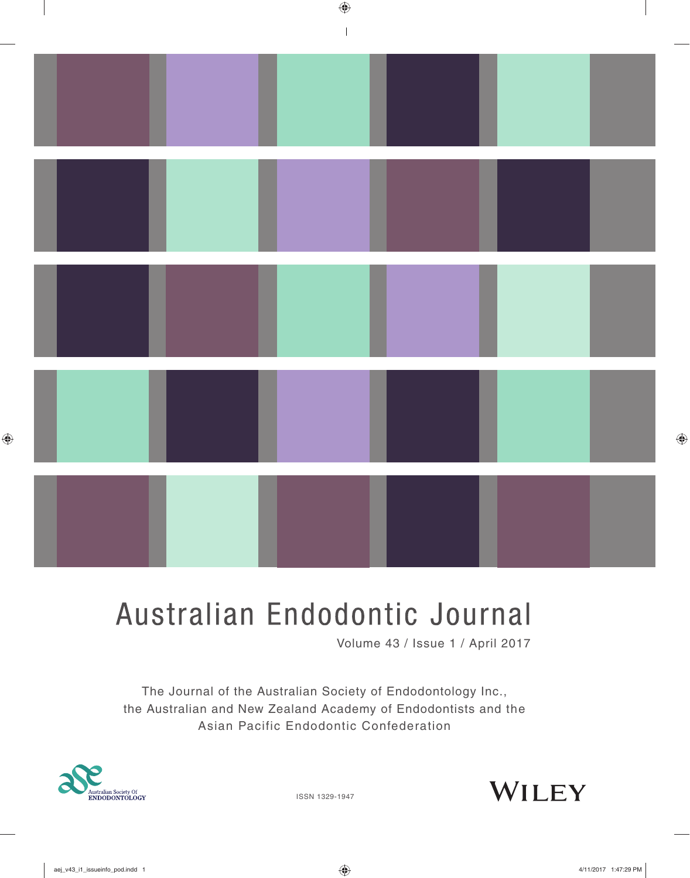# Australian Endodontic Journal

Volume 43 / Issue 1 / April 2017

The Journal of the Australian Society of Endodontology Inc., the Australian and New Zealand Academy of Endodontists and the Asian Pacific Endodontic Confederation

Australian Society Of
ENDODONTOLOGY

ISSN 1329-1947

WILEY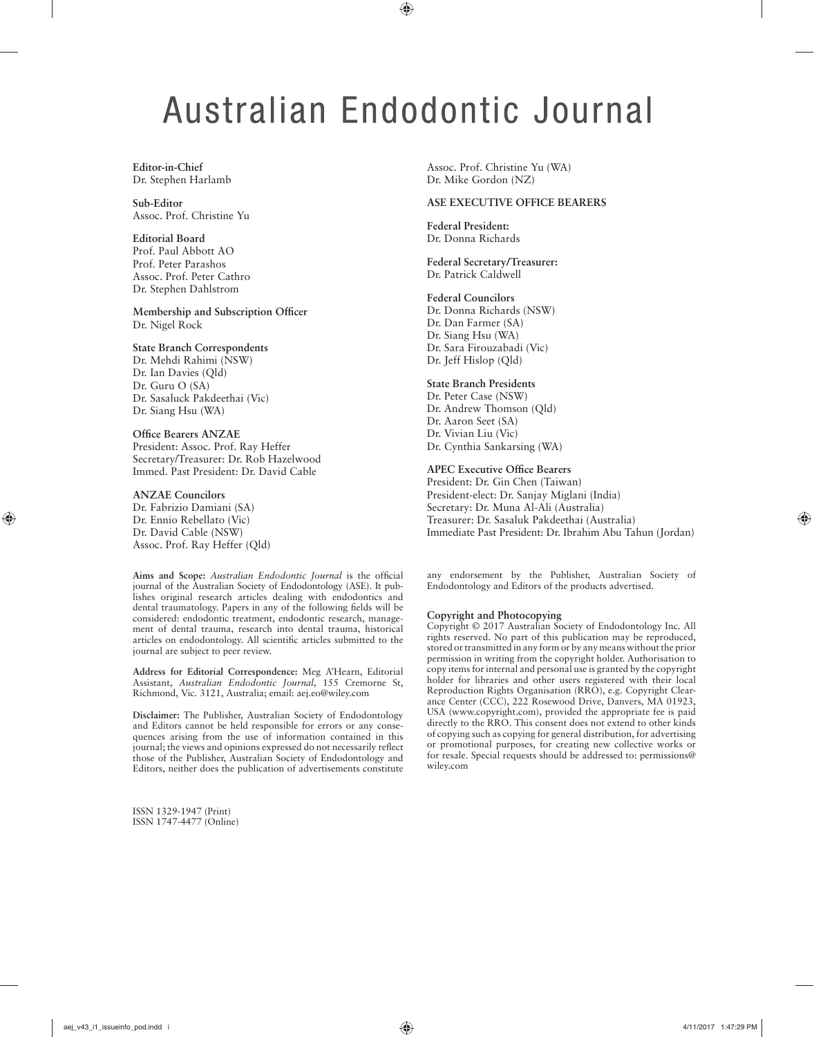# Australian Endodontic Journal

**Editor-in-Chief**
Dr. Stephen Harlamb

**Sub-Editor**
Assoc. Prof. Christine Yu

**Editorial Board**
Prof. Paul Abbott AO
Prof. Peter Parashos
Assoc. Prof. Peter Cathro
Dr. Stephen Dahlstrom

**Membership and Subscription Officer**
Dr. Nigel Rock

**State Branch Correspondents**
Dr. Mehdi Rahimi (NSW)
Dr. Ian Davies (Qld)
Dr. Guru O (SA)
Dr. Sasaluck Pakdeethai (Vic)
Dr. Siang Hsu (WA)

**Office Bearers ANZAE**
President: Assoc. Prof. Ray Heffer
Secretary/Treasurer: Dr. Rob Hazelwood
Immed. Past President: Dr. David Cable

**ANZAE Councilors**
Dr. Fabrizio Damiani (SA)
Dr. Ennio Rebellato (Vic)
Dr. David Cable (NSW)
Assoc. Prof. Ray Heffer (Qld)
Assoc. Prof. Christine Yu (WA)
Dr. Mike Gordon (NZ)

**ASE EXECUTIVE OFFICE BEARERS**

**Federal President:**
Dr. Donna Richards

**Federal Secretary/Treasurer:**
Dr. Patrick Caldwell

**Federal Councilors**
Dr. Donna Richards (NSW)
Dr. Dan Farmer (SA)
Dr. Siang Hsu (WA)
Dr. Sara Firouzabadi (Vic)
Dr. Jeff Hislop (Qld)

**State Branch Presidents**
Dr. Peter Case (NSW)
Dr. Andrew Thomson (Qld)
Dr. Aaron Seet (SA)
Dr. Vivian Liu (Vic)
Dr. Cynthia Sankarsing (WA)

**APEC Executive Office Bearers**
President: Dr. Gin Chen (Taiwan)
President-elect: Dr. Sanjay Miglani (India)
Secretary: Dr. Muna Al-Ali (Australia)
Treasurer: Dr. Sasaluk Pakdeethai (Australia)
Immediate Past President: Dr. Ibrahim Abu Tahun (Jordan)

**Aims and Scope:** *Australian Endodontic Journal* is the official journal of the Australian Society of Endodontology (ASE). It publishes original research articles dealing with endodontics and dental traumatology. Papers in any of the following fields will be considered: endodontic treatment, endodontic research, management of dental trauma, research into dental trauma, historical articles on endodontology. All scientific articles submitted to the journal are subject to peer review.

**Address for Editorial Correspondence:** Meg A'Hearn, Editorial Assistant, *Australian Endodontic Journal*, 155 Cremorne St, Richmond, Vic. 3121, Australia; email: aej.eo@wiley.com

**Disclaimer:** The Publisher, Australian Society of Endodontology and Editors cannot be held responsible for errors or any consequences arising from the use of information contained in this journal; the views and opinions expressed do not necessarily reflect those of the Publisher, Australian Society of Endodontology and Editors, neither does the publication of advertisements constitute any endorsement by the Publisher, Australian Society of Endodontology and Editors of the products advertised.

**Copyright and Photocopying**
Copyright © 2017 Australian Society of Endodontology Inc. All rights reserved. No part of this publication may be reproduced, stored or transmitted in any form or by any means without the prior permission in writing from the copyright holder. Authorisation to copy items for internal and personal use is granted by the copyright holder for libraries and other users registered with their local Reproduction Rights Organisation (RRO), e.g. Copyright Clearance Center (CCC), 222 Rosewood Drive, Danvers, MA 01923, USA (www.copyright.com), provided the appropriate fee is paid directly to the RRO. This consent does not extend to other kinds of copying such as copying for general distribution, for advertising or promotional purposes, for creating new collective works or for resale. Special requests should be addressed to: permissions@wiley.com

ISSN 1329-1947 (Print)
ISSN 1747-4477 (Online)